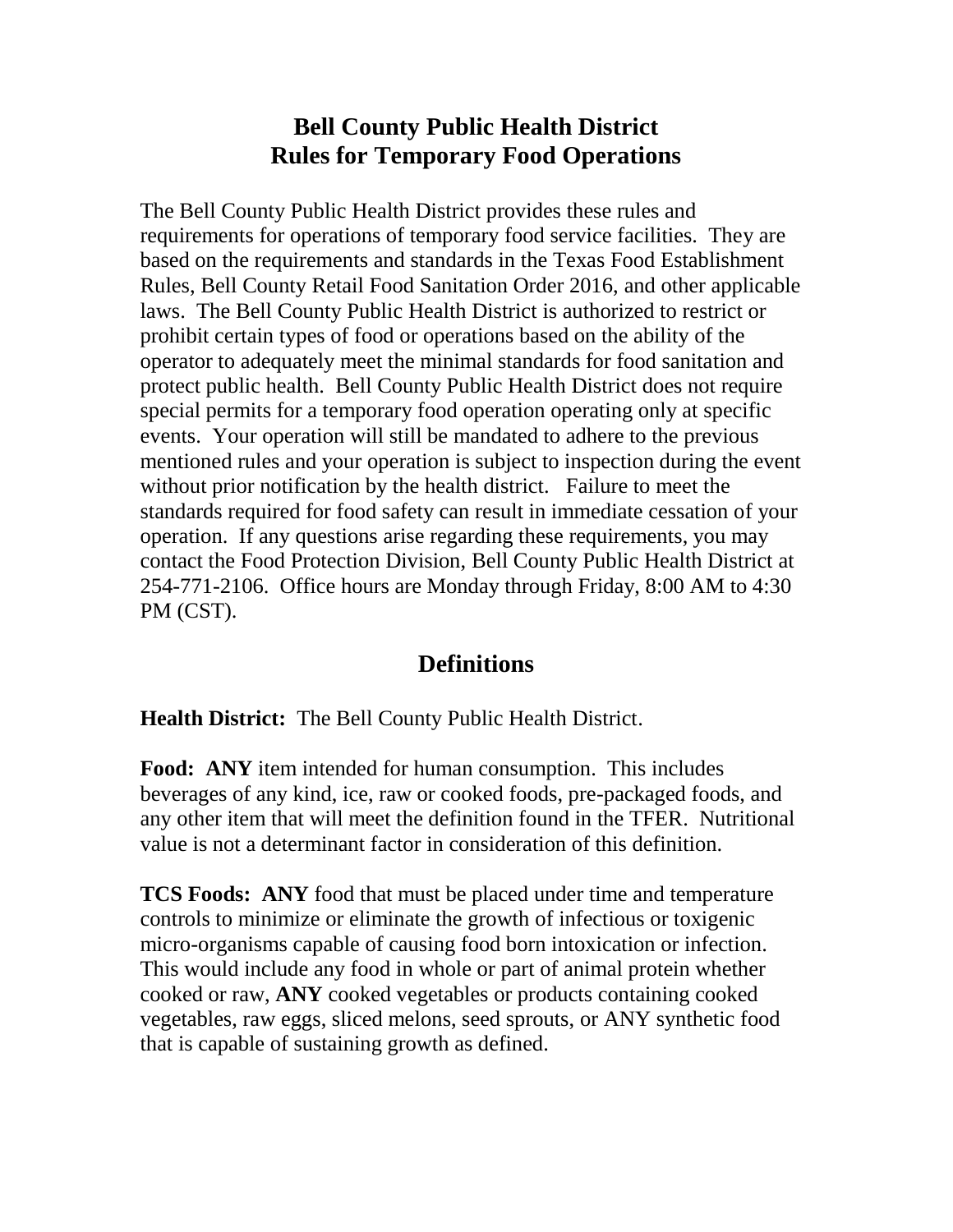# Bell County Public Health District
# Rules for Temporary Food Operations

The Bell County Public Health District provides these rules and requirements for operations of temporary food service facilities. They are based on the requirements and standards in the Texas Food Establishment Rules, Bell County Retail Food Sanitation Order 2016, and other applicable laws. The Bell County Public Health District is authorized to restrict or prohibit certain types of food or operations based on the ability of the operator to adequately meet the minimal standards for food sanitation and protect public health. Bell County Public Health District does not require special permits for a temporary food operation operating only at specific events. Your operation will still be mandated to adhere to the previous mentioned rules and your operation is subject to inspection during the event without prior notification by the health district. Failure to meet the standards required for food safety can result in immediate cessation of your operation. If any questions arise regarding these requirements, you may contact the Food Protection Division, Bell County Public Health District at 254-771-2106. Office hours are Monday through Friday, 8:00 AM to 4:30 PM (CST).

## Definitions

**Health District:** The Bell County Public Health District.

**Food: ANY** item intended for human consumption. This includes beverages of any kind, ice, raw or cooked foods, pre-packaged foods, and any other item that will meet the definition found in the TFER. Nutritional value is not a determinant factor in consideration of this definition.

**TCS Foods: ANY** food that must be placed under time and temperature controls to minimize or eliminate the growth of infectious or toxigenic micro-organisms capable of causing food born intoxication or infection. This would include any food in whole or part of animal protein whether cooked or raw, **ANY** cooked vegetables or products containing cooked vegetables, raw eggs, sliced melons, seed sprouts, or ANY synthetic food that is capable of sustaining growth as defined.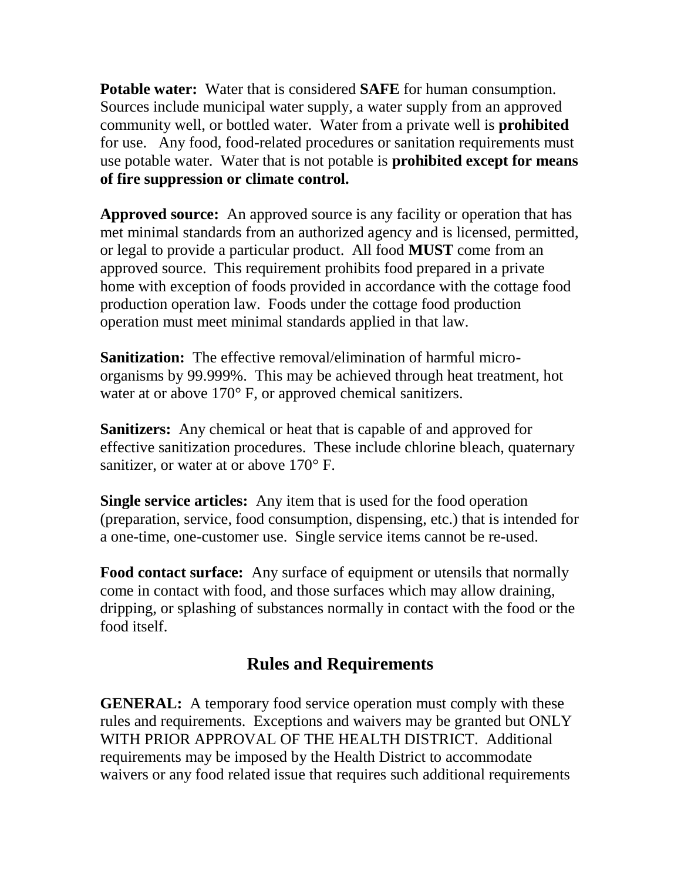**Potable water:** Water that is considered **SAFE** for human consumption. Sources include municipal water supply, a water supply from an approved community well, or bottled water. Water from a private well is **prohibited** for use. Any food, food-related procedures or sanitation requirements must use potable water. Water that is not potable is **prohibited except for means of fire suppression or climate control.**

**Approved source:** An approved source is any facility or operation that has met minimal standards from an authorized agency and is licensed, permitted, or legal to provide a particular product. All food **MUST** come from an approved source. This requirement prohibits food prepared in a private home with exception of foods provided in accordance with the cottage food production operation law. Foods under the cottage food production operation must meet minimal standards applied in that law.

**Sanitization:** The effective removal/elimination of harmful micro-organisms by 99.999%. This may be achieved through heat treatment, hot water at or above 170° F, or approved chemical sanitizers.

**Sanitizers:** Any chemical or heat that is capable of and approved for effective sanitization procedures. These include chlorine bleach, quaternary sanitizer, or water at or above 170° F.

**Single service articles:** Any item that is used for the food operation (preparation, service, food consumption, dispensing, etc.) that is intended for a one-time, one-customer use. Single service items cannot be re-used.

**Food contact surface:** Any surface of equipment or utensils that normally come in contact with food, and those surfaces which may allow draining, dripping, or splashing of substances normally in contact with the food or the food itself.

## Rules and Requirements

**GENERAL:** A temporary food service operation must comply with these rules and requirements. Exceptions and waivers may be granted but ONLY WITH PRIOR APPROVAL OF THE HEALTH DISTRICT. Additional requirements may be imposed by the Health District to accommodate waivers or any food related issue that requires such additional requirements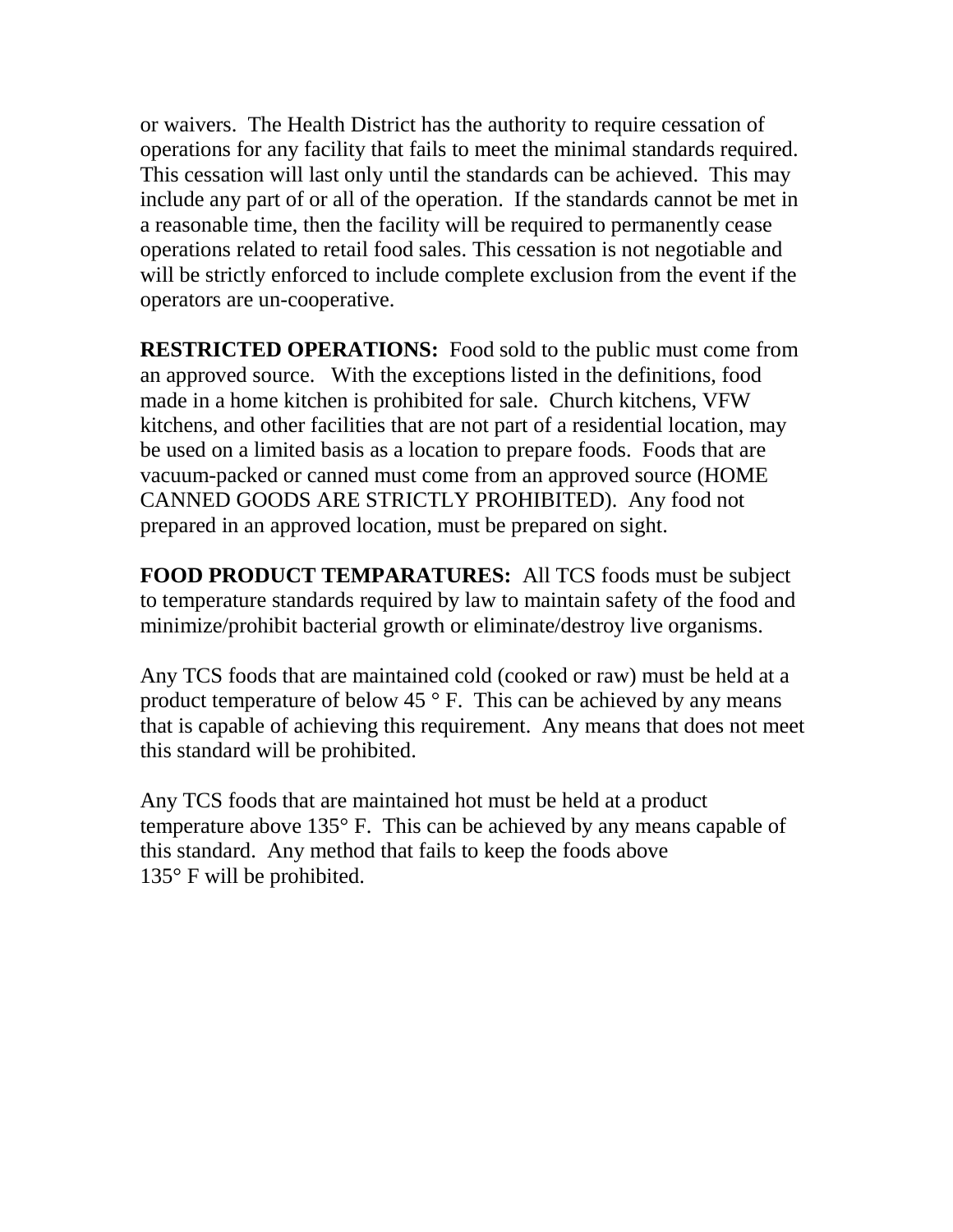or waivers. The Health District has the authority to require cessation of operations for any facility that fails to meet the minimal standards required. This cessation will last only until the standards can be achieved. This may include any part of or all of the operation. If the standards cannot be met in a reasonable time, then the facility will be required to permanently cease operations related to retail food sales. This cessation is not negotiable and will be strictly enforced to include complete exclusion from the event if the operators are un-cooperative.

**RESTRICTED OPERATIONS:** Food sold to the public must come from an approved source. With the exceptions listed in the definitions, food made in a home kitchen is prohibited for sale. Church kitchens, VFW kitchens, and other facilities that are not part of a residential location, may be used on a limited basis as a location to prepare foods. Foods that are vacuum-packed or canned must come from an approved source (HOME CANNED GOODS ARE STRICTLY PROHIBITED). Any food not prepared in an approved location, must be prepared on sight.

**FOOD PRODUCT TEMPARATURES:** All TCS foods must be subject to temperature standards required by law to maintain safety of the food and minimize/prohibit bacterial growth or eliminate/destroy live organisms.

Any TCS foods that are maintained cold (cooked or raw) must be held at a product temperature of below 45 ° F. This can be achieved by any means that is capable of achieving this requirement. Any means that does not meet this standard will be prohibited.

Any TCS foods that are maintained hot must be held at a product temperature above 135° F. This can be achieved by any means capable of this standard. Any method that fails to keep the foods above 135° F will be prohibited.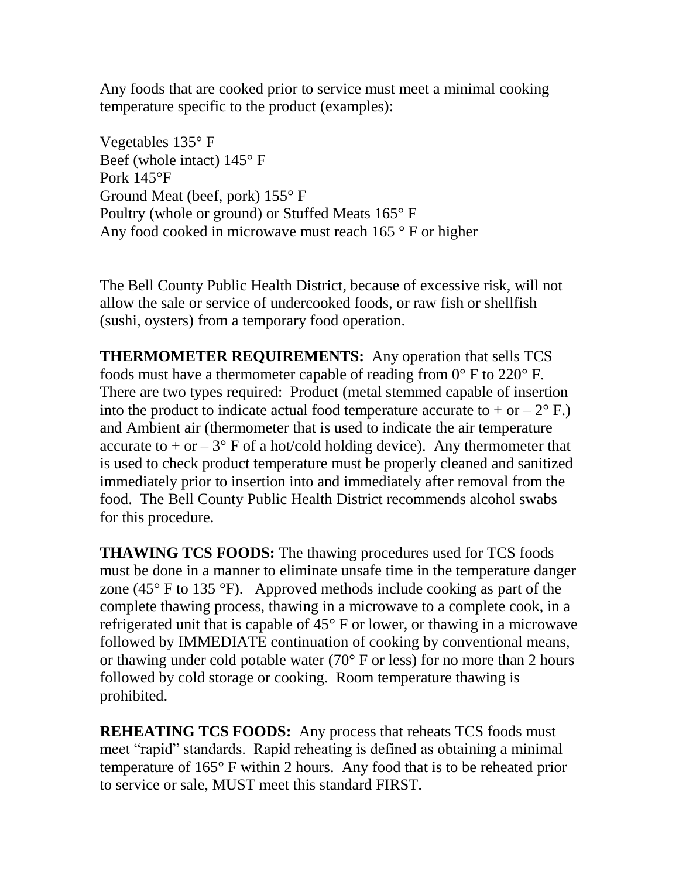Any foods that are cooked prior to service must meet a minimal cooking temperature specific to the product (examples):

Vegetables 135° F
Beef (whole intact) 145° F
Pork 145°F
Ground Meat (beef, pork) 155° F
Poultry (whole or ground) or Stuffed Meats 165° F
Any food cooked in microwave must reach 165 ° F or higher

The Bell County Public Health District, because of excessive risk, will not allow the sale or service of undercooked foods, or raw fish or shellfish (sushi, oysters) from a temporary food operation.

**THERMOMETER REQUIREMENTS:** Any operation that sells TCS foods must have a thermometer capable of reading from 0° F to 220° F. There are two types required: Product (metal stemmed capable of insertion into the product to indicate actual food temperature accurate to + or – 2° F.) and Ambient air (thermometer that is used to indicate the air temperature accurate to + or – 3° F of a hot/cold holding device). Any thermometer that is used to check product temperature must be properly cleaned and sanitized immediately prior to insertion into and immediately after removal from the food. The Bell County Public Health District recommends alcohol swabs for this procedure.

**THAWING TCS FOODS:** The thawing procedures used for TCS foods must be done in a manner to eliminate unsafe time in the temperature danger zone (45° F to 135 °F). Approved methods include cooking as part of the complete thawing process, thawing in a microwave to a complete cook, in a refrigerated unit that is capable of 45° F or lower, or thawing in a microwave followed by IMMEDIATE continuation of cooking by conventional means, or thawing under cold potable water (70° F or less) for no more than 2 hours followed by cold storage or cooking. Room temperature thawing is prohibited.

**REHEATING TCS FOODS:** Any process that reheats TCS foods must meet "rapid" standards. Rapid reheating is defined as obtaining a minimal temperature of 165° F within 2 hours. Any food that is to be reheated prior to service or sale, MUST meet this standard FIRST.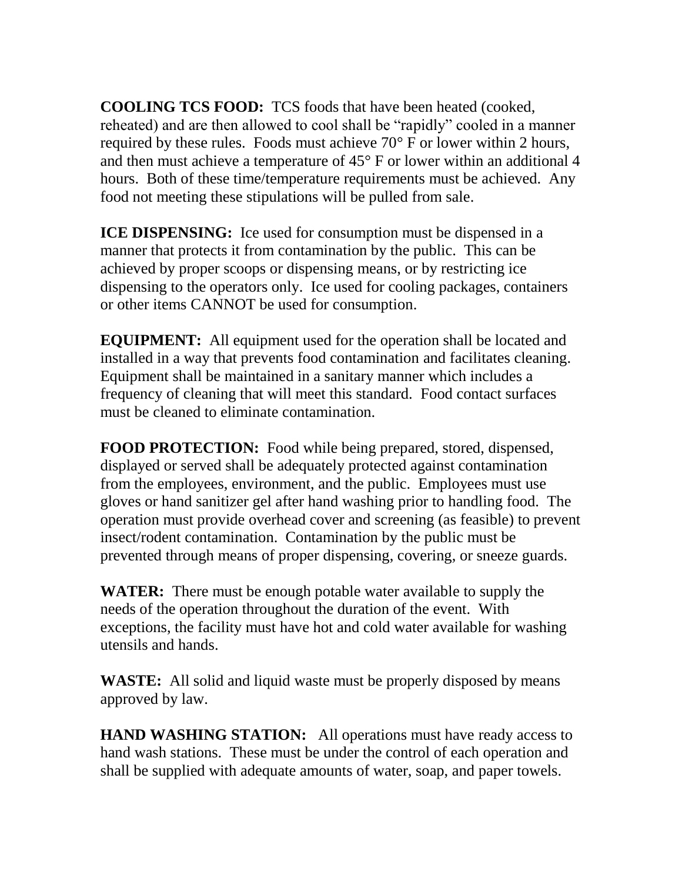**COOLING TCS FOOD:** TCS foods that have been heated (cooked, reheated) and are then allowed to cool shall be "rapidly" cooled in a manner required by these rules. Foods must achieve 70° F or lower within 2 hours, and then must achieve a temperature of 45° F or lower within an additional 4 hours. Both of these time/temperature requirements must be achieved. Any food not meeting these stipulations will be pulled from sale.

**ICE DISPENSING:** Ice used for consumption must be dispensed in a manner that protects it from contamination by the public. This can be achieved by proper scoops or dispensing means, or by restricting ice dispensing to the operators only. Ice used for cooling packages, containers or other items CANNOT be used for consumption.

**EQUIPMENT:** All equipment used for the operation shall be located and installed in a way that prevents food contamination and facilitates cleaning. Equipment shall be maintained in a sanitary manner which includes a frequency of cleaning that will meet this standard. Food contact surfaces must be cleaned to eliminate contamination.

**FOOD PROTECTION:** Food while being prepared, stored, dispensed, displayed or served shall be adequately protected against contamination from the employees, environment, and the public. Employees must use gloves or hand sanitizer gel after hand washing prior to handling food. The operation must provide overhead cover and screening (as feasible) to prevent insect/rodent contamination. Contamination by the public must be prevented through means of proper dispensing, covering, or sneeze guards.

**WATER:** There must be enough potable water available to supply the needs of the operation throughout the duration of the event. With exceptions, the facility must have hot and cold water available for washing utensils and hands.

**WASTE:** All solid and liquid waste must be properly disposed by means approved by law.

**HAND WASHING STATION:** All operations must have ready access to hand wash stations. These must be under the control of each operation and shall be supplied with adequate amounts of water, soap, and paper towels.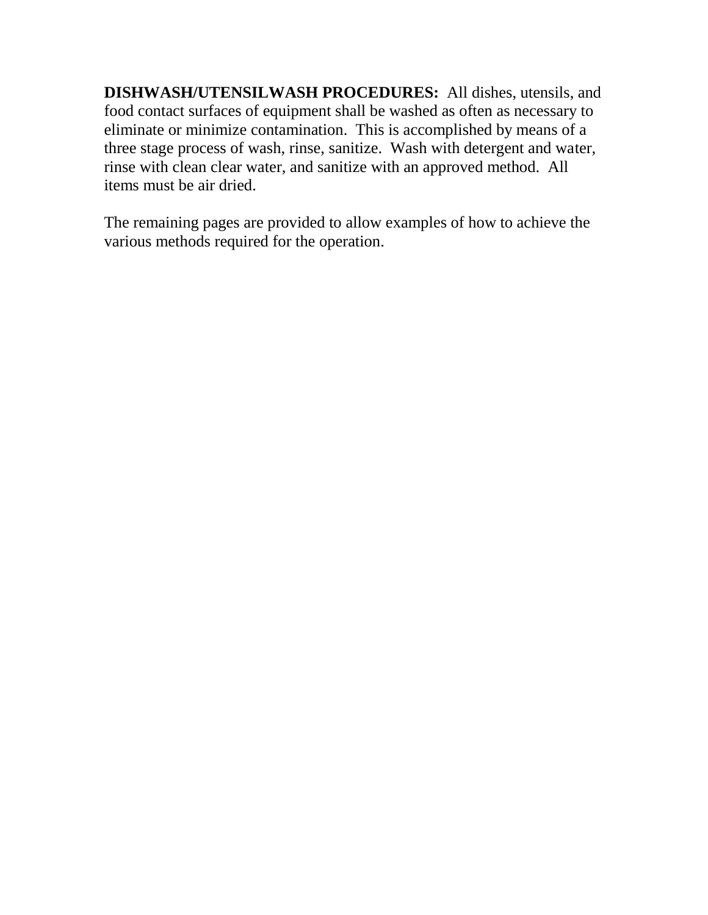**DISHWASH/UTENSILWASH PROCEDURES:** All dishes, utensils, and food contact surfaces of equipment shall be washed as often as necessary to eliminate or minimize contamination. This is accomplished by means of a three stage process of wash, rinse, sanitize. Wash with detergent and water, rinse with clean clear water, and sanitize with an approved method. All items must be air dried.

The remaining pages are provided to allow examples of how to achieve the various methods required for the operation.